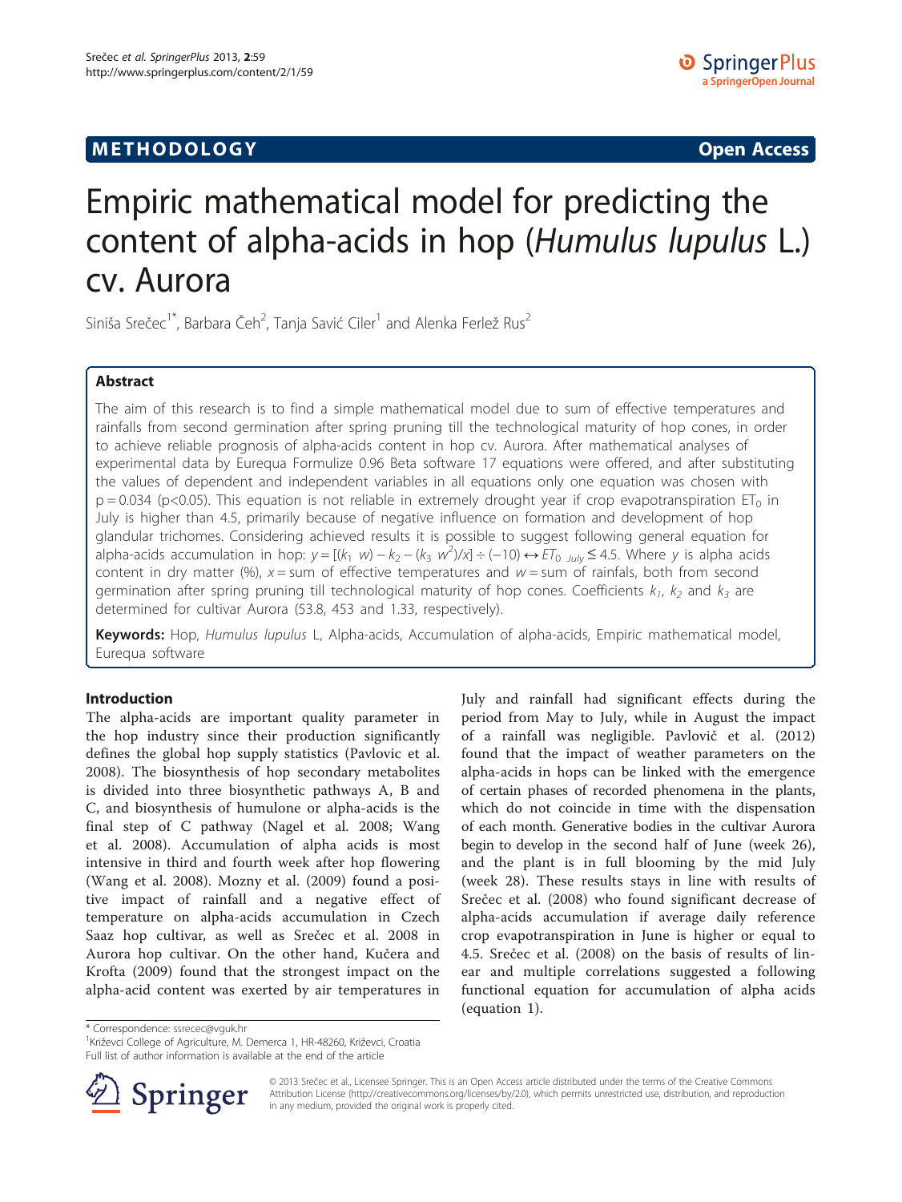**METHODOLOGY** **Open Access**

# Empiric mathematical model for predicting the content of alpha-acids in hop (*Humulus lupulus* L.) cv. Aurora

Siniša Srečec[1*], Barbara Čeh[2], Tanja Savić Ciler[1] and Alenka Ferlež Rus[2]

## Abstract

The aim of this research is to find a simple mathematical model due to sum of effective temperatures and rainfalls from second germination after spring pruning till the technological maturity of hop cones, in order to achieve reliable prognosis of alpha-acids content in hop cv. Aurora. After mathematical analyses of experimental data by Eurequa Formulize 0.96 Beta software 17 equations were offered, and after substituting the values of dependent and independent variables in all equations only one equation was chosen with $p = 0.034$ ($p<0.05$). This equation is not reliable in extremely drought year if crop evapotranspiration $ET_0$ in July is higher than 4.5, primarily because of negative influence on formation and development of hop glandular trichomes. Considering achieved results it is possible to suggest following general equation for alpha-acids accumulation in hop: $y = [(k_1\ w) - k_2 - (k_3\ w^2)/x] \div (-10) \leftrightarrow ET_{0\ July} \leq 4.5$. Where $y$ is alpha acids content in dry matter (%), $x$ = sum of effective temperatures and $w$ = sum of rainfals, both from second germination after spring pruning till technological maturity of hop cones. Coefficients $k_1$, $k_2$ and $k_3$ are determined for cultivar Aurora (53.8, 453 and 1.33, respectively).

**Keywords:** Hop, *Humulus lupulus* L, Alpha-acids, Accumulation of alpha-acids, Empiric mathematical model, Eurequa software

## Introduction

The alpha-acids are important quality parameter in the hop industry since their production significantly defines the global hop supply statistics (Pavlovic et al. 2008). The biosynthesis of hop secondary metabolites is divided into three biosynthetic pathways A, B and C, and biosynthesis of humulone or alpha-acids is the final step of C pathway (Nagel et al. 2008; Wang et al. 2008). Accumulation of alpha acids is most intensive in third and fourth week after hop flowering (Wang et al. 2008). Mozny et al. (2009) found a positive impact of rainfall and a negative effect of temperature on alpha-acids accumulation in Czech Saaz hop cultivar, as well as Srečec et al. 2008 in Aurora hop cultivar. On the other hand, Kučera and Krofta (2009) found that the strongest impact on the alpha-acid content was exerted by air temperatures in July and rainfall had significant effects during the period from May to July, while in August the impact of a rainfall was negligible. Pavlovič et al. (2012) found that the impact of weather parameters on the alpha-acids in hops can be linked with the emergence of certain phases of recorded phenomena in the plants, which do not coincide in time with the dispensation of each month. Generative bodies in the cultivar Aurora begin to develop in the second half of June (week 26), and the plant is in full blooming by the mid July (week 28). These results stays in line with results of Srečec et al. (2008) who found significant decrease of alpha-acids accumulation if average daily reference crop evapotranspiration in June is higher or equal to 4.5. Srečec et al. (2008) on the basis of results of linear and multiple correlations suggested a following functional equation for accumulation of alpha acids (equation 1).

\* Correspondence: ssrecec@vguk.hr
[1]Križevci College of Agriculture, M. Demerca 1, HR-48260, Križevci, Croatia
Full list of author information is available at the end of the article

© 2013 Srečec et al., Licensee Springer. This is an Open Access article distributed under the terms of the Creative Commons Attribution License (http://creativecommons.org/licenses/by/2.0), which permits unrestricted use, distribution, and reproduction in any medium, provided the original work is properly cited.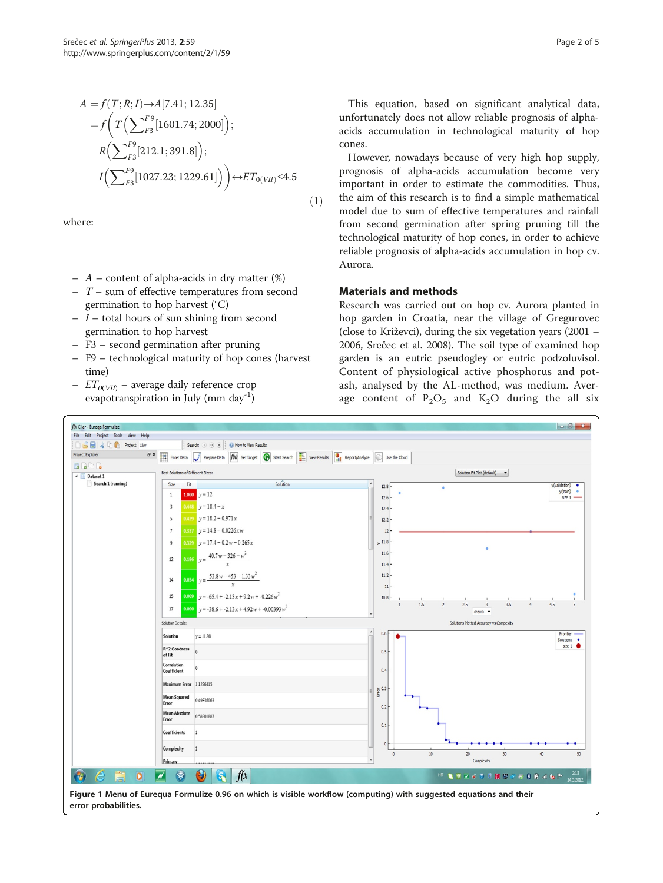$$
\begin{aligned}
A &= f(T;R;I) \to A[7.41;12.35] \\
&= f\left(T\left(\sum_{F3}^{F9}[1601.74;2000]\right);\right. \\
&\quad R\left(\sum_{F3}^{F9}[212.1;391.8]\right); \\
&\quad \left. I\left(\sum_{F3}^{F9}[1027.23;1229.61]\right)\right) \leftrightarrow ET_{0(VII)} \leq 4.5
\end{aligned}
\tag{1}
$$

where:

- $A$ – content of alpha-acids in dry matter (%)
- $T$ – sum of effective temperatures from second germination to hop harvest (°C)
- $I$ – total hours of sun shining from second germination to hop harvest
- F3 – second germination after pruning
- F9 – technological maturity of hop cones (harvest time)
- $ET_{0(VII)}$ – average daily reference crop evapotranspiration in July (mm day$^{-1}$)

This equation, based on significant analytical data, unfortunately does not allow reliable prognosis of alpha-acids accumulation in technological maturity of hop cones.

However, nowadays because of very high hop supply, prognosis of alpha-acids accumulation become very important in order to estimate the commodities. Thus, the aim of this research is to find a simple mathematical model due to sum of effective temperatures and rainfall from second germination after spring pruning till the technological maturity of hop cones, in order to achieve reliable prognosis of alpha-acids accumulation in hop cv. Aurora.

## Materials and methods

Research was carried out on hop cv. Aurora planted in hop garden in Croatia, near the village of Gregurovec (close to Križevci), during the six vegetation years (2001 – 2006, Srečec et al. 2008). The soil type of examined hop garden is an eutric pseudogley or eutric podzoluvisol. Content of physiological active phosphorus and potash, analysed by the AL-method, was medium. Average content of $P_2O_5$ and $K_2O$ during the all six

**Figure 1** Menu of Eurequa Formulize 0.96 on which is visible workflow (computing) with suggested equations and their error probabilities.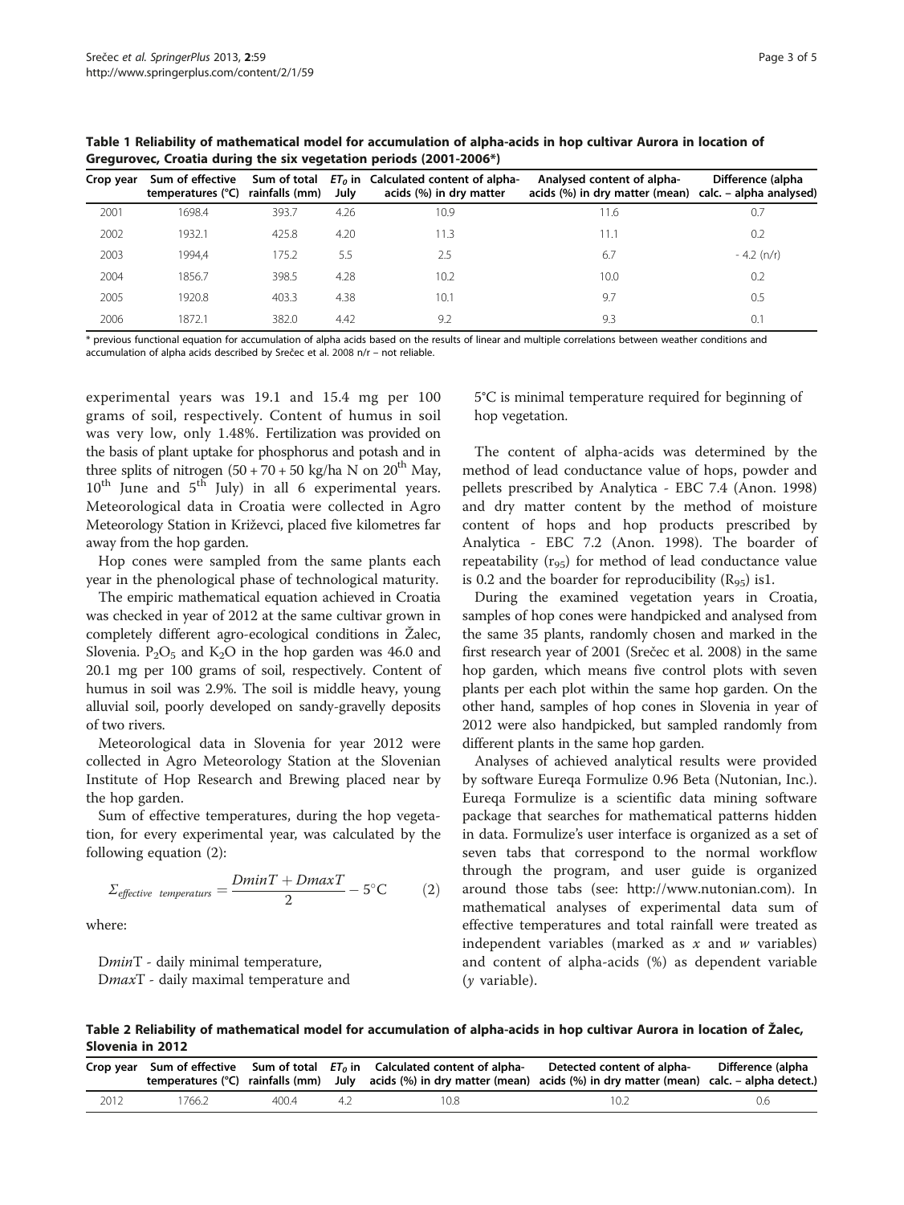**Table 1 Reliability of mathematical model for accumulation of alpha-acids in hop cultivar Aurora in location of Gregurovec, Croatia during the six vegetation periods (2001-2006*)**

| Crop year | Sum of effective temperatures (°C) | Sum of total rainfalls (mm) | $ET_0$ in July | Calculated content of alpha-acids (%) in dry matter | Analysed content of alpha-acids (%) in dry matter (mean) | Difference (alpha calc. – alpha analysed) |
|---|---|---|---|---|---|---|
| 2001 | 1698.4 | 393.7 | 4.26 | 10.9 | 11.6 | 0.7 |
| 2002 | 1932.1 | 425.8 | 4.20 | 11.3 | 11.1 | 0.2 |
| 2003 | 1994,4 | 175.2 | 5.5 | 2.5 | 6.7 | - 4.2 (n/r) |
| 2004 | 1856.7 | 398.5 | 4.28 | 10.2 | 10.0 | 0.2 |
| 2005 | 1920.8 | 403.3 | 4.38 | 10.1 | 9.7 | 0.5 |
| 2006 | 1872.1 | 382.0 | 4.42 | 9.2 | 9.3 | 0.1 |

* previous functional equation for accumulation of alpha acids based on the results of linear and multiple correlations between weather conditions and accumulation of alpha acids described by Srečec et al. 2008 n/r – not reliable.

experimental years was 19.1 and 15.4 mg per 100 grams of soil, respectively. Content of humus in soil was very low, only 1.48%. Fertilization was provided on the basis of plant uptake for phosphorus and potash and in three splits of nitrogen (50 + 70 + 50 kg/ha N on 20th May, 10th June and 5th July) in all 6 experimental years. Meteorological data in Croatia were collected in Agro Meteorology Station in Križevci, placed five kilometres far away from the hop garden.

Hop cones were sampled from the same plants each year in the phenological phase of technological maturity.

The empiric mathematical equation achieved in Croatia was checked in year of 2012 at the same cultivar grown in completely different agro-ecological conditions in Žalec, Slovenia. $P_2O_5$ and $K_2O$ in the hop garden was 46.0 and 20.1 mg per 100 grams of soil, respectively. Content of humus in soil was 2.9%. The soil is middle heavy, young alluvial soil, poorly developed on sandy-gravelly deposits of two rivers.

Meteorological data in Slovenia for year 2012 were collected in Agro Meteorology Station at the Slovenian Institute of Hop Research and Brewing placed near by the hop garden.

Sum of effective temperatures, during the hop vegetation, for every experimental year, was calculated by the following equation (2):

$$\Sigma_{effective\ \ temperaturs} = \frac{DminT + DmaxT}{2} - 5^{\circ}\mathrm{C} \qquad (2)$$

where:

$Dmin$T - daily minimal temperature,
$Dmax$T - daily maximal temperature and
5°C is minimal temperature required for beginning of hop vegetation.

The content of alpha-acids was determined by the method of lead conductance value of hops, powder and pellets prescribed by Analytica - EBC 7.4 (Anon. 1998) and dry matter content by the method of moisture content of hops and hop products prescribed by Analytica - EBC 7.2 (Anon. 1998). The boarder of repeatability ($r_{95}$) for method of lead conductance value is 0.2 and the boarder for reproducibility ($R_{95}$) is1.

During the examined vegetation years in Croatia, samples of hop cones were handpicked and analysed from the same 35 plants, randomly chosen and marked in the first research year of 2001 (Srečec et al. 2008) in the same hop garden, which means five control plots with seven plants per each plot within the same hop garden. On the other hand, samples of hop cones in Slovenia in year of 2012 were also handpicked, but sampled randomly from different plants in the same hop garden.

Analyses of achieved analytical results were provided by software Eureqa Formulize 0.96 Beta (Nutonian, Inc.). Eureqa Formulize is a scientific data mining software package that searches for mathematical patterns hidden in data. Formulize's user interface is organized as a set of seven tabs that correspond to the normal workflow through the program, and user guide is organized around those tabs (see: http://www.nutonian.com). In mathematical analyses of experimental data sum of effective temperatures and total rainfall were treated as independent variables (marked as $x$ and $w$ variables) and content of alpha-acids (%) as dependent variable ($y$ variable).

**Table 2 Reliability of mathematical model for accumulation of alpha-acids in hop cultivar Aurora in location of Žalec, Slovenia in 2012**

| Crop year | Sum of effective temperatures (°C) | Sum of total rainfalls (mm) | $ET_0$ in July | Calculated content of alpha-acids (%) in dry matter (mean) | Detected content of alpha-acids (%) in dry matter (mean) | Difference (alpha calc. – alpha detect.) |
|---|---|---|---|---|---|---|
| 2012 | 1766.2 | 400.4 | 4.2 | 10.8 | 10.2 | 0.6 |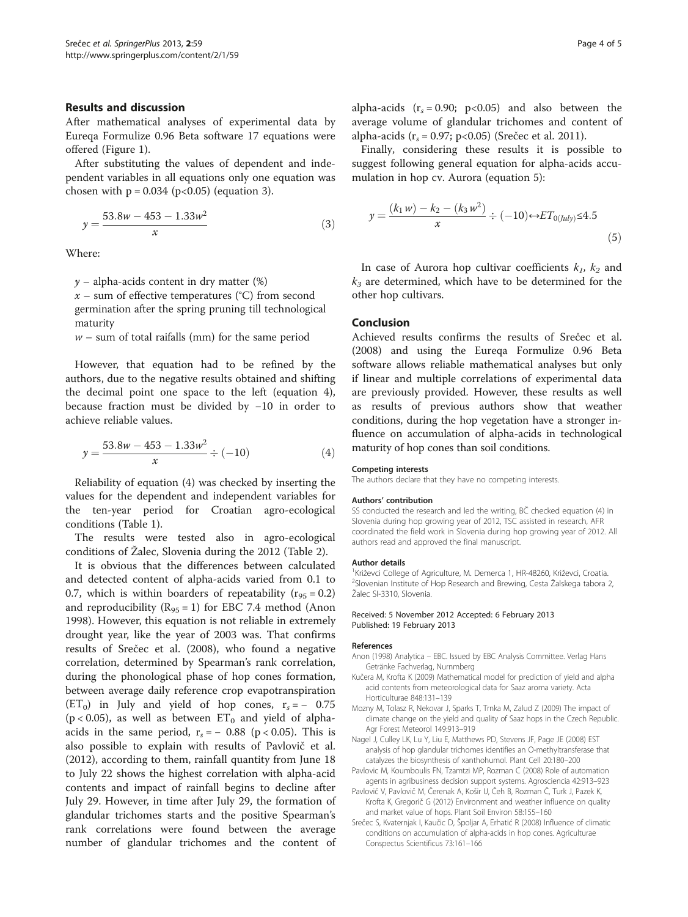## Results and discussion

After mathematical analyses of experimental data by Eureqa Formulize 0.96 Beta software 17 equations were offered (Figure 1).

After substituting the values of dependent and independent variables in all equations only one equation was chosen with $p = 0.034$ ($p<0.05$) (equation 3).

$$y = \frac{53.8w - 453 - 1.33w^2}{x} \tag{3}$$

Where:

$y$ – alpha-acids content in dry matter (%)
$x$ – sum of effective temperatures (°C) from second germination after the spring pruning till technological maturity
$w$ – sum of total raifalls (mm) for the same period

However, that equation had to be refined by the authors, due to the negative results obtained and shifting the decimal point one space to the left (equation 4), because fraction must be divided by −10 in order to achieve reliable values.

$$y = \frac{53.8w - 453 - 1.33w^2}{x} \div (-10) \tag{4}$$

Reliability of equation (4) was checked by inserting the values for the dependent and independent variables for the ten-year period for Croatian agro-ecological conditions (Table 1).

The results were tested also in agro-ecological conditions of Žalec, Slovenia during the 2012 (Table 2).

It is obvious that the differences between calculated and detected content of alpha-acids varied from 0.1 to 0.7, which is within boarders of repeatability ($r_{95} = 0.2$) and reproducibility ($R_{95} = 1$) for EBC 7.4 method (Anon 1998). However, this equation is not reliable in extremely drought year, like the year of 2003 was. That confirms results of Srečec et al. (2008), who found a negative correlation, determined by Spearman's rank correlation, during the phonological phase of hop cones formation, between average daily reference crop evapotranspiration ($ET_0$) in July and yield of hop cones, $r_s = -0.75$ ($p < 0.05$), as well as between $ET_0$ and yield of alpha-acids in the same period, $r_s = -0.88$ ($p < 0.05$). This is also possible to explain with results of Pavlovič et al. (2012), according to them, rainfall quantity from June 18 to July 22 shows the highest correlation with alpha-acid contents and impact of rainfall begins to decline after July 29. However, in time after July 29, the formation of glandular trichomes starts and the positive Spearman's rank correlations were found between the average number of glandular trichomes and the content of alpha-acids ($r_s = 0.90$; $p<0.05$) and also between the average volume of glandular trichomes and content of alpha-acids ($r_s = 0.97$; $p<0.05$) (Srečec et al. 2011).

Finally, considering these results it is possible to suggest following general equation for alpha-acids accumulation in hop cv. Aurora (equation 5):

$$y = \frac{(k_1 w) - k_2 - (k_3 w^2)}{x} \div (-10) \leftrightarrow ET_{0(July)} \leq 4.5 \tag{5}$$

In case of Aurora hop cultivar coefficients $k_1$, $k_2$ and $k_3$ are determined, which have to be determined for the other hop cultivars.

## Conclusion

Achieved results confirms the results of Srečec et al. (2008) and using the Eureqa Formulize 0.96 Beta software allows reliable mathematical analyses but only if linear and multiple correlations of experimental data are previously provided. However, these results as well as results of previous authors show that weather conditions, during the hop vegetation have a stronger influence on accumulation of alpha-acids in technological maturity of hop cones than soil conditions.

#### Competing interests

The authors declare that they have no competing interests.

#### Authors' contribution

SS conducted the research and led the writing, BČ checked equation (4) in Slovenia during hop growing year of 2012, TSC assisted in research, AFR coordinated the field work in Slovenia during hop growing year of 2012. All authors read and approved the final manuscript.

#### Author details

[1]Križevci College of Agriculture, M. Demerca 1, HR-48260, Križevci, Croatia. [2]Slovenian Institute of Hop Research and Brewing, Cesta Žalskega tabora 2, Žalec SI-3310, Slovenia.

Received: 5 November 2012 Accepted: 6 February 2013
Published: 19 February 2013

#### References

Anon (1998) Analytica – EBC. Issued by EBC Analysis Committee. Verlag Hans Getränke Fachverlag, Nurnmberg

Kučera M, Krofta K (2009) Mathematical model for prediction of yield and alpha acid contents from meteorological data for Saaz aroma variety. Acta Horticulturae 848:131–139

Mozny M, Tolasz R, Nekovar J, Sparks T, Trnka M, Zalud Z (2009) The impact of climate change on the yield and quality of Saaz hops in the Czech Republic. Agr Forest Meteorol 149:913–919

Nagel J, Culley LK, Lu Y, Liu E, Matthews PD, Stevens JF, Page JE (2008) EST analysis of hop glandular trichomes identifies an O-methyltransferase that catalyzes the biosynthesis of xanthohumol. Plant Cell 20:180–200

Pavlovic M, Koumboulis FN, Tzamtzi MP, Rozman C (2008) Role of automation agents in agribusiness decision support systems. Agrosciencia 42:913–923

Pavlovič V, Pavlovič M, Čerenak A, Košir IJ, Čeh B, Rozman Č, Turk J, Pazek K, Krofta K, Gregorič G (2012) Environment and weather influence on quality and market value of hops. Plant Soil Environ 58:155–160

Srečec S, Kvaternjak I, Kaučic D, Špoljar A, Erhatić R (2008) Influence of climatic conditions on accumulation of alpha-acids in hop cones. Agriculturae Conspectus Scientificus 73:161–166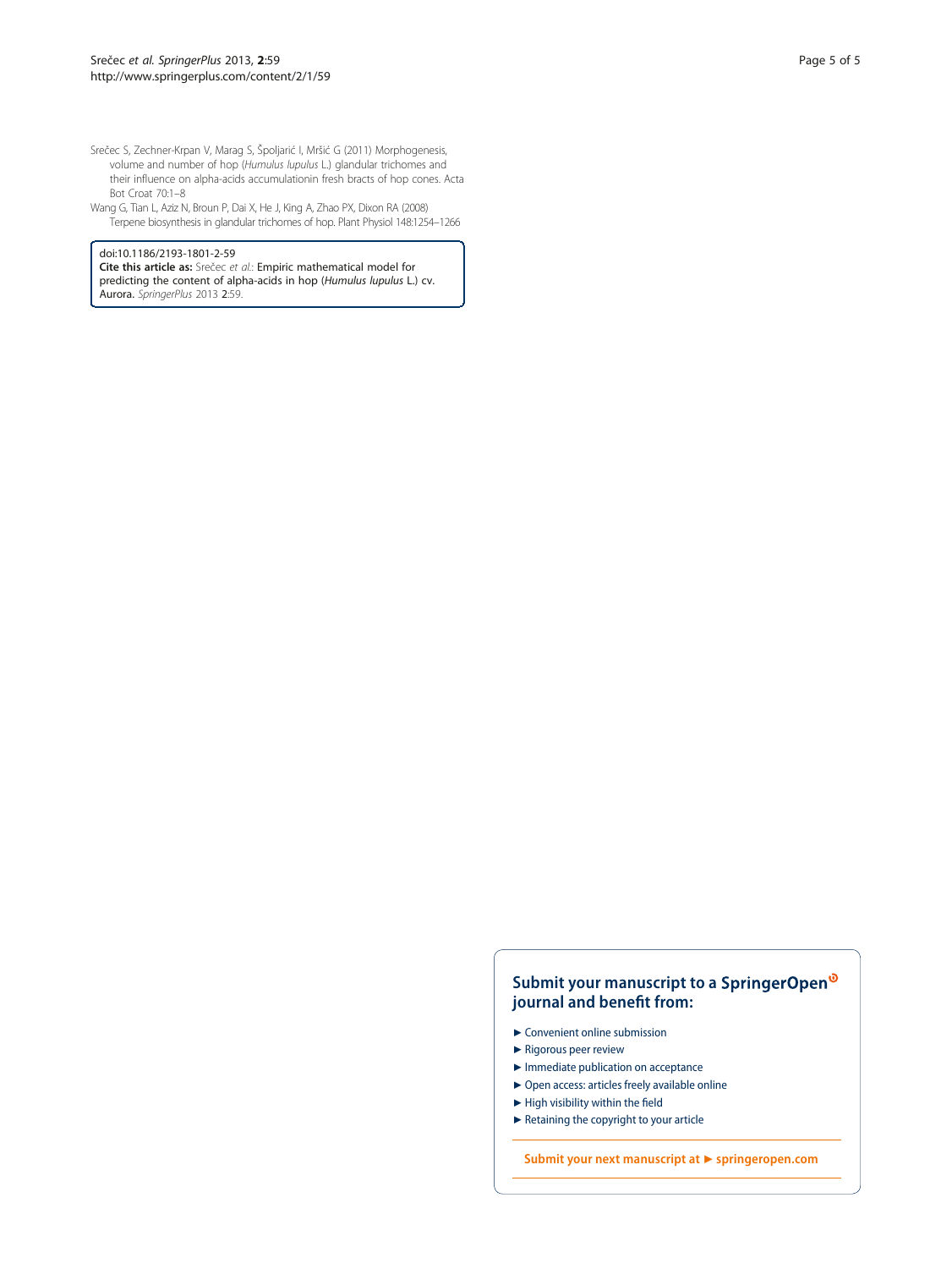Srečec S, Zechner-Krpan V, Marag S, Špoljarić I, Mršić G (2011) Morphogenesis, volume and number of hop (*Humulus lupulus* L.) glandular trichomes and their influence on alpha-acids accumulationin fresh bracts of hop cones. Acta Bot Croat 70:1–8

Wang G, Tian L, Aziz N, Broun P, Dai X, He J, King A, Zhao PX, Dixon RA (2008) Terpene biosynthesis in glandular trichomes of hop. Plant Physiol 148:1254–1266

doi:10.1186/2193-1801-2-59
**Cite this article as:** Srečec *et al.*: Empiric mathematical model for predicting the content of alpha-acids in hop (*Humulus lupulus* L.) cv. Aurora. *SpringerPlus* 2013 **2**:59.

**Submit your manuscript to a SpringerOpen journal and benefit from:**

- ► Convenient online submission
- ► Rigorous peer review
- ► Immediate publication on acceptance
- ► Open access: articles freely available online
- ► High visibility within the field
- ► Retaining the copyright to your article

**Submit your next manuscript at ► springeropen.com**